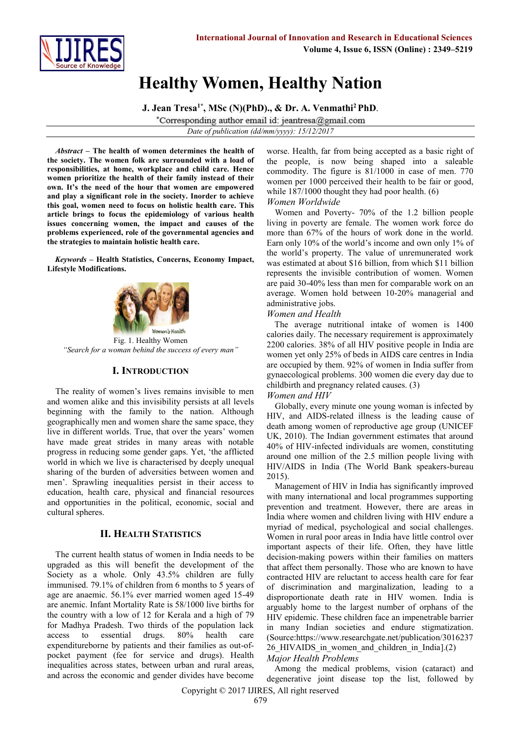# Healthy Women, Healthy Nation

**J. Jean Tresa[1*], MSc (N)(PhD)., & Dr. A. Venmathi[2] PhD.**

*Corresponding author email id: jeantresa@gmail.com

*Date of publication (dd/mm/yyyy): 15/12/2017*

***Abstract* – The health of women determines the health of the society. The women folk are surrounded with a load of responsibilities, at home, workplace and child care. Hence women prioritize the health of their family instead of their own. It's the need of the hour that women are empowered and play a significant role in the society. Inorder to achieve this goal, women need to focus on holistic health care. This article brings to focus the epidemiology of various health issues concerning women, the impact and causes of the problems experienced, role of the governmental agencies and the strategies to maintain holistic health care.**

***Keywords* – Health Statistics, Concerns, Economy Impact, Lifestyle Modifications.**

Fig. 1. Healthy Women

*"Search for a woman behind the success of every man"*

## I. Introduction

The reality of women's lives remains invisible to men and women alike and this invisibility persists at all levels beginning with the family to the nation. Although geographically men and women share the same space, they live in different worlds. True, that over the years' women have made great strides in many areas with notable progress in reducing some gender gaps. Yet, 'the afflicted world in which we live is characterised by deeply unequal sharing of the burden of adversities between women and men'. Sprawling inequalities persist in their access to education, health care, physical and financial resources and opportunities in the political, economic, social and cultural spheres.

## II. Health Statistics

The current health status of women in India needs to be upgraded as this will benefit the development of the Society as a whole. Only 43.5% children are fully immunised. 79.1% of children from 6 months to 5 years of age are anaemic. 56.1% ever married women aged 15-49 are anemic. Infant Mortality Rate is 58/1000 live births for the country with a low of 12 for Kerala and a high of 79 for Madhya Pradesh. Two thirds of the population lack access to essential drugs. 80% health care expenditureborne by patients and their families as out-of-pocket payment (fee for service and drugs). Health inequalities across states, between urban and rural areas, and across the economic and gender divides have become worse. Health, far from being accepted as a basic right of the people, is now being shaped into a saleable commodity. The figure is 81/1000 in case of men. 770 women per 1000 perceived their health to be fair or good, while 187/1000 thought they had poor health. (6)

### *Women Worldwide*

Women and Poverty- 70% of the 1.2 billion people living in poverty are female. The women work force do more than 67% of the hours of work done in the world. Earn only 10% of the world's income and own only 1% of the world's property. The value of unremunerated work was estimated at about $16 billion, from which $11 billion represents the invisible contribution of women. Women are paid 30-40% less than men for comparable work on an average. Women hold between 10-20% managerial and administrative jobs.

### *Women and Health*

The average nutritional intake of women is 1400 calories daily. The necessary requirement is approximately 2200 calories. 38% of all HIV positive people in India are women yet only 25% of beds in AIDS care centres in India are occupied by them. 92% of women in India suffer from gynaecological problems. 300 women die every day due to childbirth and pregnancy related causes. (3)

### *Women and HIV*

Globally, every minute one young woman is infected by HIV, and AIDS-related illness is the leading cause of death among women of reproductive age group (UNICEF UK, 2010). The Indian government estimates that around 40% of HIV-infected individuals are women, constituting around one million of the 2.5 million people living with HIV/AIDS in India (The World Bank speakers-bureau 2015).

Management of HIV in India has significantly improved with many international and local programmes supporting prevention and treatment. However, there are areas in India where women and children living with HIV endure a myriad of medical, psychological and social challenges. Women in rural poor areas in India have little control over important aspects of their life. Often, they have little decision-making powers within their families on matters that affect them personally. Those who are known to have contracted HIV are reluctant to access health care for fear of discrimination and marginalization, leading to a disproportionate death rate in HIV women. India is arguably home to the largest number of orphans of the HIV epidemic. These children face an impenetrable barrier in many Indian societies and endure stigmatization. (Source:https://www.researchgate.net/publication/301623726_HIVAIDS_in_women_and_children_in_India].(2)

### *Major Health Problems*

Among the medical problems, vision (cataract) and degenerative joint disease top the list, followed by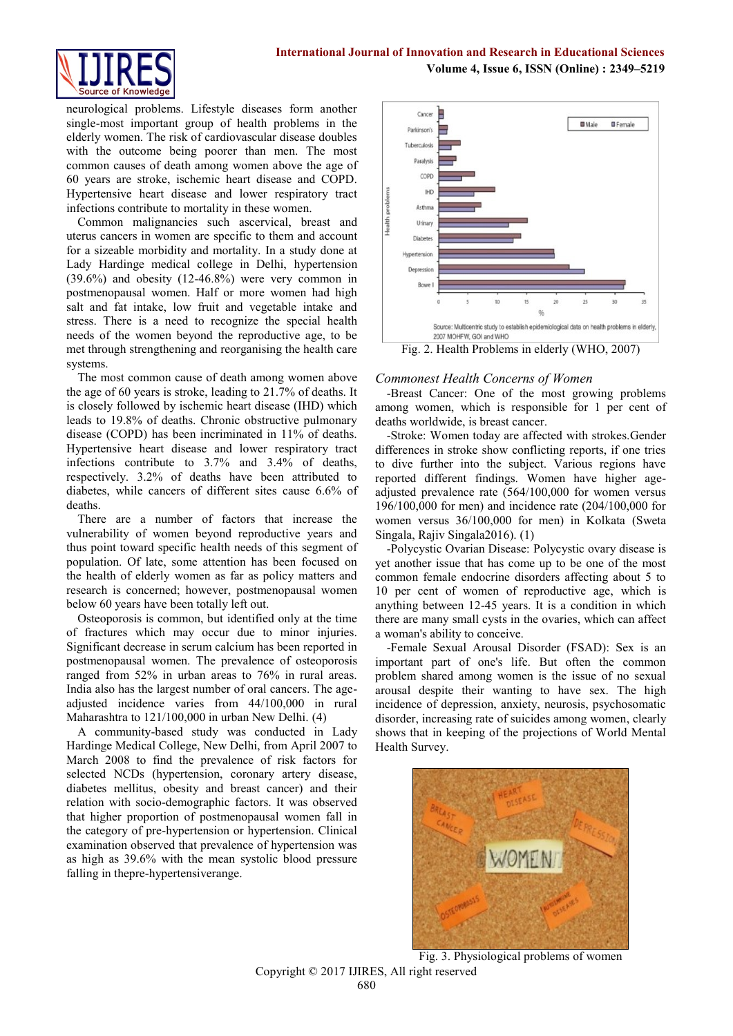neurological problems. Lifestyle diseases form another single-most important group of health problems in the elderly women. The risk of cardiovascular disease doubles with the outcome being poorer than men. The most common causes of death among women above the age of 60 years are stroke, ischemic heart disease and COPD. Hypertensive heart disease and lower respiratory tract infections contribute to mortality in these women.

Common malignancies such ascervical, breast and uterus cancers in women are specific to them and account for a sizeable morbidity and mortality. In a study done at Lady Hardinge medical college in Delhi, hypertension (39.6%) and obesity (12-46.8%) were very common in postmenopausal women. Half or more women had high salt and fat intake, low fruit and vegetable intake and stress. There is a need to recognize the special health needs of the women beyond the reproductive age, to be met through strengthening and reorganising the health care systems.

The most common cause of death among women above the age of 60 years is stroke, leading to 21.7% of deaths. It is closely followed by ischemic heart disease (IHD) which leads to 19.8% of deaths. Chronic obstructive pulmonary disease (COPD) has been incriminated in 11% of deaths. Hypertensive heart disease and lower respiratory tract infections contribute to 3.7% and 3.4% of deaths, respectively. 3.2% of deaths have been attributed to diabetes, while cancers of different sites cause 6.6% of deaths.

There are a number of factors that increase the vulnerability of women beyond reproductive years and thus point toward specific health needs of this segment of population. Of late, some attention has been focused on the health of elderly women as far as policy matters and research is concerned; however, postmenopausal women below 60 years have been totally left out.

Osteoporosis is common, but identified only at the time of fractures which may occur due to minor injuries. Significant decrease in serum calcium has been reported in postmenopausal women. The prevalence of osteoporosis ranged from 52% in urban areas to 76% in rural areas. India also has the largest number of oral cancers. The age-adjusted incidence varies from 44/100,000 in rural Maharashtra to 121/100,000 in urban New Delhi. (4)

A community-based study was conducted in Lady Hardinge Medical College, New Delhi, from April 2007 to March 2008 to find the prevalence of risk factors for selected NCDs (hypertension, coronary artery disease, diabetes mellitus, obesity and breast cancer) and their relation with socio-demographic factors. It was observed that higher proportion of postmenopausal women fall in the category of pre-hypertension or hypertension. Clinical examination observed that prevalence of hypertension was as high as 39.6% with the mean systolic blood pressure falling in thepre-hypertensiverange.

Fig. 2. Health Problems in elderly (WHO, 2007)

*Commonest Health Concerns of Women*

-Breast Cancer: One of the most growing problems among women, which is responsible for 1 per cent of deaths worldwide, is breast cancer.

-Stroke: Women today are affected with strokes.Gender differences in stroke show conflicting reports, if one tries to dive further into the subject. Various regions have reported different findings. Women have higher age-adjusted prevalence rate (564/100,000 for women versus 196/100,000 for men) and incidence rate (204/100,000 for women versus 36/100,000 for men) in Kolkata (Sweta Singala, Rajiv Singala2016). (1)

-Polycystic Ovarian Disease: Polycystic ovary disease is yet another issue that has come up to be one of the most common female endocrine disorders affecting about 5 to 10 per cent of women of reproductive age, which is anything between 12-45 years. It is a condition in which there are many small cysts in the ovaries, which can affect a woman's ability to conceive.

-Female Sexual Arousal Disorder (FSAD): Sex is an important part of one's life. But often the common problem shared among women is the issue of no sexual arousal despite their wanting to have sex. The high incidence of depression, anxiety, neurosis, psychosomatic disorder, increasing rate of suicides among women, clearly shows that in keeping of the projections of World Mental Health Survey.

Fig. 3. Physiological problems of women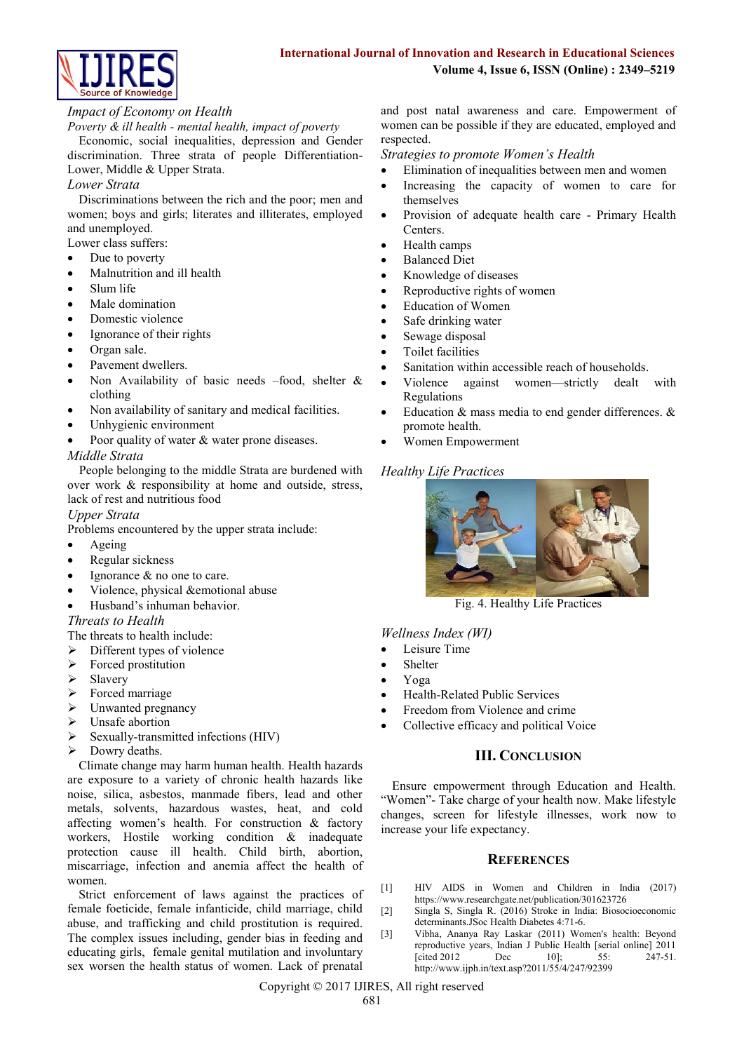### *Impact of Economy on Health*

*Poverty & ill health - mental health, impact of poverty*

Economic, social inequalities, depression and Gender discrimination. Three strata of people Differentiation-Lower, Middle & Upper Strata.

### *Lower Strata*

Discriminations between the rich and the poor; men and women; boys and girls; literates and illiterates, employed and unemployed.

Lower class suffers:

- Due to poverty
- Malnutrition and ill health
- Slum life
- Male domination
- Domestic violence
- Ignorance of their rights
- Organ sale.
- Pavement dwellers.
- Non Availability of basic needs –food, shelter & clothing
- Non availability of sanitary and medical facilities.
- Unhygienic environment
- Poor quality of water & water prone diseases.

### *Middle Strata*

People belonging to the middle Strata are burdened with over work & responsibility at home and outside, stress, lack of rest and nutritious food

### *Upper Strata*

Problems encountered by the upper strata include:

- Ageing
- Regular sickness
- Ignorance & no one to care.
- Violence, physical &emotional abuse
- Husband's inhuman behavior.

### *Threats to Health*

The threats to health include:

- Different types of violence
- Forced prostitution
- Slavery
- Forced marriage
- Unwanted pregnancy
- Unsafe abortion
- Sexually-transmitted infections (HIV)
- Dowry deaths.

Climate change may harm human health. Health hazards are exposure to a variety of chronic health hazards like noise, silica, asbestos, manmade fibers, lead and other metals, solvents, hazardous wastes, heat, and cold affecting women's health. For construction & factory workers, Hostile working condition & inadequate protection cause ill health. Child birth, abortion, miscarriage, infection and anemia affect the health of women.

Strict enforcement of laws against the practices of female foeticide, female infanticide, child marriage, child abuse, and trafficking and child prostitution is required. The complex issues including, gender bias in feeding and educating girls, female genital mutilation and involuntary sex worsen the health status of women. Lack of prenatal and post natal awareness and care. Empowerment of women can be possible if they are educated, employed and respected.

### *Strategies to promote Women's Health*

- Elimination of inequalities between men and women
- Increasing the capacity of women to care for themselves
- Provision of adequate health care - Primary Health Centers.
- Health camps
- Balanced Diet
- Knowledge of diseases
- Reproductive rights of women
- Education of Women
- Safe drinking water
- Sewage disposal
- Toilet facilities
- Sanitation within accessible reach of households.
- Violence against women—strictly dealt with Regulations
- Education & mass media to end gender differences. & promote health.
- Women Empowerment

### *Healthy Life Practices*

Fig. 4. Healthy Life Practices

### *Wellness Index (WI)*

- Leisure Time
- Shelter
- Yoga
- Health-Related Public Services
- Freedom from Violence and crime
- Collective efficacy and political Voice

## III. Conclusion

Ensure empowerment through Education and Health. "Women"- Take charge of your health now. Make lifestyle changes, screen for lifestyle illnesses, work now to increase your life expectancy.

## References

[1] HIV AIDS in Women and Children in India (2017) https://www.researchgate.net/publication/301623726

[2] Singla S, Singla R. (2016) Stroke in India: Biosocioeconomic determinants.JSoc Health Diabetes 4:71-6.

[3] Vibha, Ananya Ray Laskar (2011) Women's health: Beyond reproductive years, Indian J Public Health [serial online] 2011 [cited 2012 Dec 10]; 55: 247-51. http://www.ijph.in/text.asp?2011/55/4/247/92399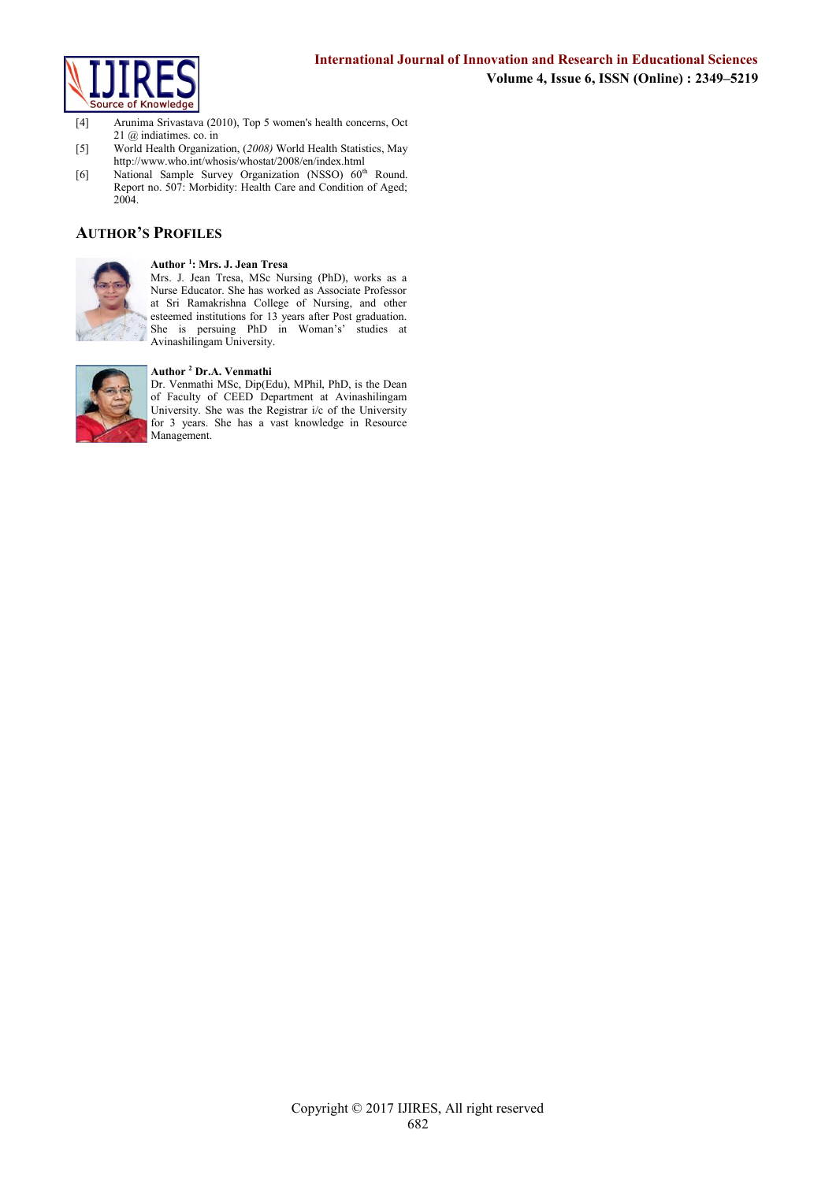[4] Arunima Srivastava (2010), Top 5 women's health concerns, Oct 21 @ indiatimes. co. in

[5] World Health Organization, (*2008)* World Health Statistics, May http://www.who.int/whosis/whostat/2008/en/index.html

[6] National Sample Survey Organization (NSSO) $60^{th}$ Round. Report no. 507: Morbidity: Health Care and Condition of Aged; 2004.

## AUTHOR'S PROFILES

**Author [1]: Mrs. J. Jean Tresa**
Mrs. J. Jean Tresa, MSc Nursing (PhD), works as a Nurse Educator. She has worked as Associate Professor at Sri Ramakrishna College of Nursing, and other esteemed institutions for 13 years after Post graduation. She is persuing PhD in Woman's' studies at Avinashilingam University.

**Author [2] Dr.A. Venmathi**
Dr. Venmathi MSc, Dip(Edu), MPhil, PhD, is the Dean of Faculty of CEED Department at Avinashilingam University. She was the Registrar i/c of the University for 3 years. She has a vast knowledge in Resource Management.